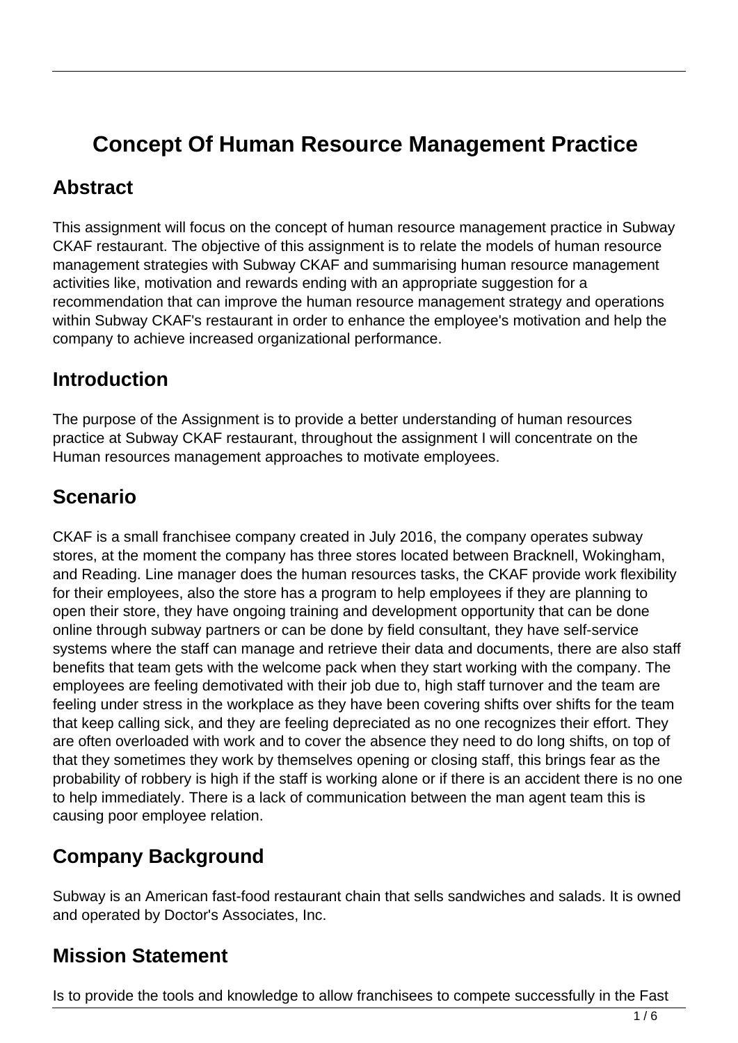# Concept Of Human Resource Management Practice

## Abstract

This assignment will focus on the concept of human resource management practice in Subway CKAF restaurant. The objective of this assignment is to relate the models of human resource management strategies with Subway CKAF and summarising human resource management activities like, motivation and rewards ending with an appropriate suggestion for a recommendation that can improve the human resource management strategy and operations within Subway CKAF's restaurant in order to enhance the employee's motivation and help the company to achieve increased organizational performance.

## Introduction

The purpose of the Assignment is to provide a better understanding of human resources practice at Subway CKAF restaurant, throughout the assignment I will concentrate on the Human resources management approaches to motivate employees.

## Scenario

CKAF is a small franchisee company created in July 2016, the company operates subway stores, at the moment the company has three stores located between Bracknell, Wokingham, and Reading. Line manager does the human resources tasks, the CKAF provide work flexibility for their employees, also the store has a program to help employees if they are planning to open their store, they have ongoing training and development opportunity that can be done online through subway partners or can be done by field consultant, they have self-service systems where the staff can manage and retrieve their data and documents, there are also staff benefits that team gets with the welcome pack when they start working with the company. The employees are feeling demotivated with their job due to, high staff turnover and the team are feeling under stress in the workplace as they have been covering shifts over shifts for the team that keep calling sick, and they are feeling depreciated as no one recognizes their effort. They are often overloaded with work and to cover the absence they need to do long shifts, on top of that they sometimes they work by themselves opening or closing staff, this brings fear as the probability of robbery is high if the staff is working alone or if there is an accident there is no one to help immediately. There is a lack of communication between the man agent team this is causing poor employee relation.

## Company Background

Subway is an American fast-food restaurant chain that sells sandwiches and salads. It is owned and operated by Doctor's Associates, Inc.

## Mission Statement

Is to provide the tools and knowledge to allow franchisees to compete successfully in the Fast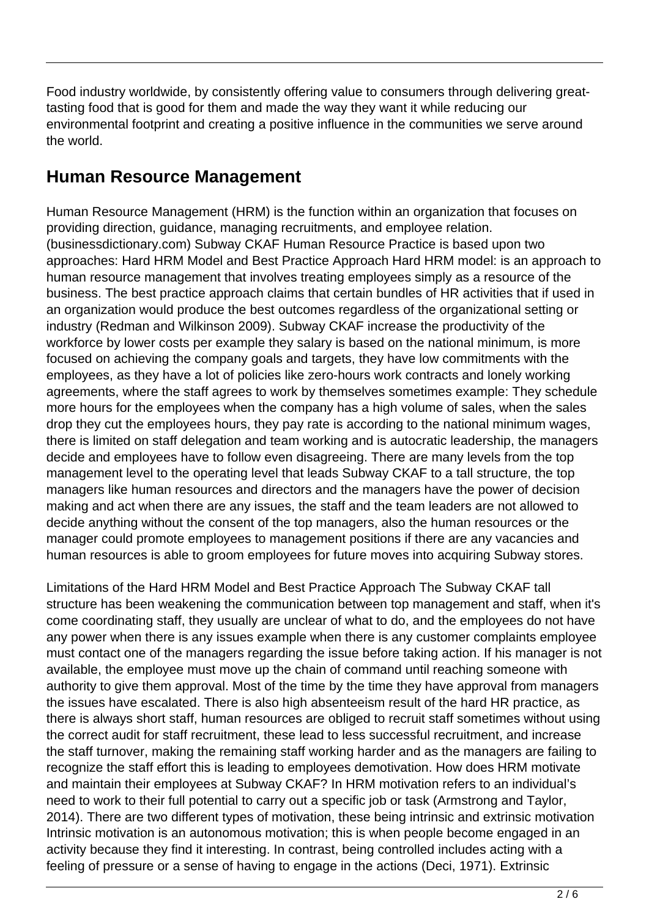Food industry worldwide, by consistently offering value to consumers through delivering great-tasting food that is good for them and made the way they want it while reducing our environmental footprint and creating a positive influence in the communities we serve around the world.

## Human Resource Management

Human Resource Management (HRM) is the function within an organization that focuses on providing direction, guidance, managing recruitments, and employee relation. (businessdictionary.com) Subway CKAF Human Resource Practice is based upon two approaches: Hard HRM Model and Best Practice Approach Hard HRM model: is an approach to human resource management that involves treating employees simply as a resource of the business. The best practice approach claims that certain bundles of HR activities that if used in an organization would produce the best outcomes regardless of the organizational setting or industry (Redman and Wilkinson 2009). Subway CKAF increase the productivity of the workforce by lower costs per example they salary is based on the national minimum, is more focused on achieving the company goals and targets, they have low commitments with the employees, as they have a lot of policies like zero-hours work contracts and lonely working agreements, where the staff agrees to work by themselves sometimes example: They schedule more hours for the employees when the company has a high volume of sales, when the sales drop they cut the employees hours, they pay rate is according to the national minimum wages, there is limited on staff delegation and team working and is autocratic leadership, the managers decide and employees have to follow even disagreeing. There are many levels from the top management level to the operating level that leads Subway CKAF to a tall structure, the top managers like human resources and directors and the managers have the power of decision making and act when there are any issues, the staff and the team leaders are not allowed to decide anything without the consent of the top managers, also the human resources or the manager could promote employees to management positions if there are any vacancies and human resources is able to groom employees for future moves into acquiring Subway stores.

Limitations of the Hard HRM Model and Best Practice Approach The Subway CKAF tall structure has been weakening the communication between top management and staff, when it's come coordinating staff, they usually are unclear of what to do, and the employees do not have any power when there is any issues example when there is any customer complaints employee must contact one of the managers regarding the issue before taking action. If his manager is not available, the employee must move up the chain of command until reaching someone with authority to give them approval. Most of the time by the time they have approval from managers the issues have escalated. There is also high absenteeism result of the hard HR practice, as there is always short staff, human resources are obliged to recruit staff sometimes without using the correct audit for staff recruitment, these lead to less successful recruitment, and increase the staff turnover, making the remaining staff working harder and as the managers are failing to recognize the staff effort this is leading to employees demotivation. How does HRM motivate and maintain their employees at Subway CKAF? In HRM motivation refers to an individual's need to work to their full potential to carry out a specific job or task (Armstrong and Taylor, 2014). There are two different types of motivation, these being intrinsic and extrinsic motivation Intrinsic motivation is an autonomous motivation; this is when people become engaged in an activity because they find it interesting. In contrast, being controlled includes acting with a feeling of pressure or a sense of having to engage in the actions (Deci, 1971). Extrinsic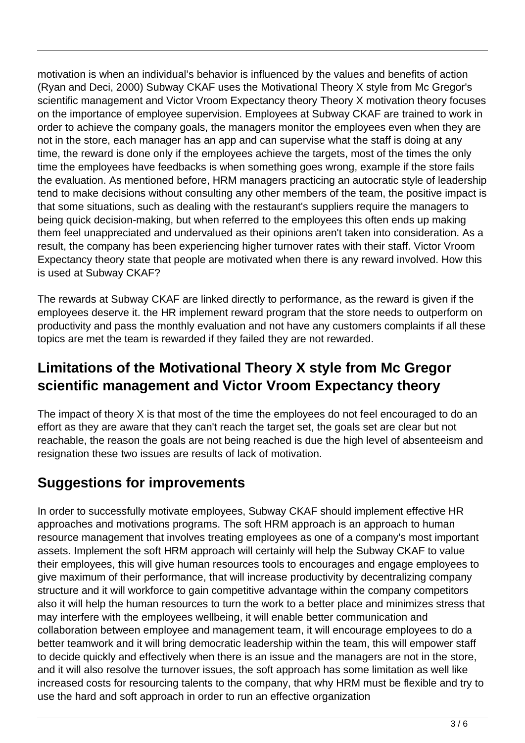motivation is when an individual's behavior is influenced by the values and benefits of action (Ryan and Deci, 2000) Subway CKAF uses the Motivational Theory X style from Mc Gregor's scientific management and Victor Vroom Expectancy theory Theory X motivation theory focuses on the importance of employee supervision. Employees at Subway CKAF are trained to work in order to achieve the company goals, the managers monitor the employees even when they are not in the store, each manager has an app and can supervise what the staff is doing at any time, the reward is done only if the employees achieve the targets, most of the times the only time the employees have feedbacks is when something goes wrong, example if the store fails the evaluation. As mentioned before, HRM managers practicing an autocratic style of leadership tend to make decisions without consulting any other members of the team, the positive impact is that some situations, such as dealing with the restaurant's suppliers require the managers to being quick decision-making, but when referred to the employees this often ends up making them feel unappreciated and undervalued as their opinions aren't taken into consideration. As a result, the company has been experiencing higher turnover rates with their staff. Victor Vroom Expectancy theory state that people are motivated when there is any reward involved. How this is used at Subway CKAF?

The rewards at Subway CKAF are linked directly to performance, as the reward is given if the employees deserve it. the HR implement reward program that the store needs to outperform on productivity and pass the monthly evaluation and not have any customers complaints if all these topics are met the team is rewarded if they failed they are not rewarded.

## Limitations of the Motivational Theory X style from Mc Gregor scientific management and Victor Vroom Expectancy theory

The impact of theory X is that most of the time the employees do not feel encouraged to do an effort as they are aware that they can't reach the target set, the goals set are clear but not reachable, the reason the goals are not being reached is due the high level of absenteeism and resignation these two issues are results of lack of motivation.

## Suggestions for improvements

In order to successfully motivate employees, Subway CKAF should implement effective HR approaches and motivations programs. The soft HRM approach is an approach to human resource management that involves treating employees as one of a company's most important assets. Implement the soft HRM approach will certainly will help the Subway CKAF to value their employees, this will give human resources tools to encourages and engage employees to give maximum of their performance, that will increase productivity by decentralizing company structure and it will workforce to gain competitive advantage within the company competitors also it will help the human resources to turn the work to a better place and minimizes stress that may interfere with the employees wellbeing, it will enable better communication and collaboration between employee and management team, it will encourage employees to do a better teamwork and it will bring democratic leadership within the team, this will empower staff to decide quickly and effectively when there is an issue and the managers are not in the store, and it will also resolve the turnover issues, the soft approach has some limitation as well like increased costs for resourcing talents to the company, that why HRM must be flexible and try to use the hard and soft approach in order to run an effective organization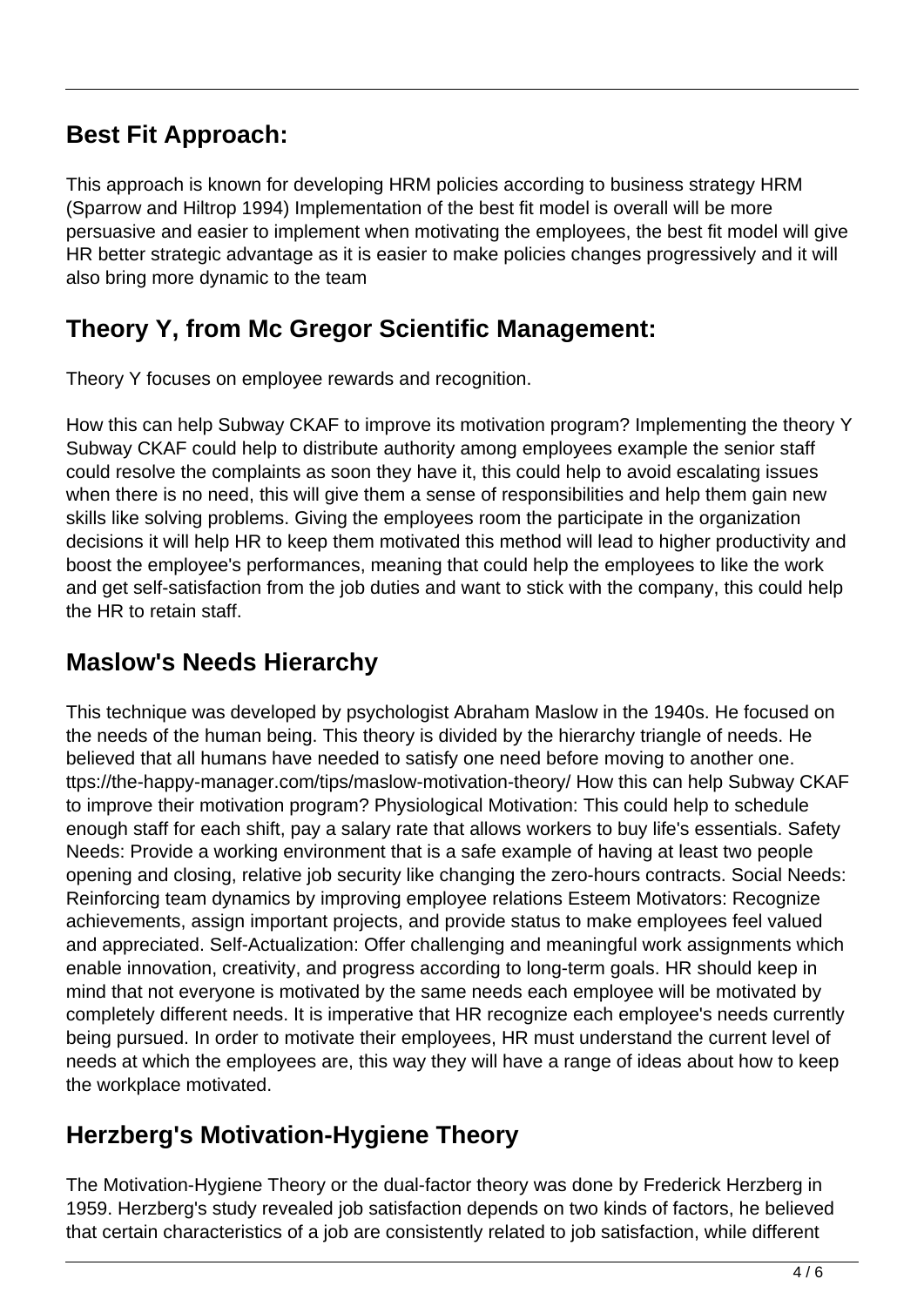## Best Fit Approach:

This approach is known for developing HRM policies according to business strategy HRM (Sparrow and Hiltrop 1994) Implementation of the best fit model is overall will be more persuasive and easier to implement when motivating the employees, the best fit model will give HR better strategic advantage as it is easier to make policies changes progressively and it will also bring more dynamic to the team

## Theory Y, from Mc Gregor Scientific Management:

Theory Y focuses on employee rewards and recognition.

How this can help Subway CKAF to improve its motivation program? Implementing the theory Y Subway CKAF could help to distribute authority among employees example the senior staff could resolve the complaints as soon they have it, this could help to avoid escalating issues when there is no need, this will give them a sense of responsibilities and help them gain new skills like solving problems. Giving the employees room the participate in the organization decisions it will help HR to keep them motivated this method will lead to higher productivity and boost the employee's performances, meaning that could help the employees to like the work and get self-satisfaction from the job duties and want to stick with the company, this could help the HR to retain staff.

## Maslow's Needs Hierarchy

This technique was developed by psychologist Abraham Maslow in the 1940s. He focused on the needs of the human being. This theory is divided by the hierarchy triangle of needs. He believed that all humans have needed to satisfy one need before moving to another one. ttps://the-happy-manager.com/tips/maslow-motivation-theory/ How this can help Subway CKAF to improve their motivation program? Physiological Motivation: This could help to schedule enough staff for each shift, pay a salary rate that allows workers to buy life's essentials. Safety Needs: Provide a working environment that is a safe example of having at least two people opening and closing, relative job security like changing the zero-hours contracts. Social Needs: Reinforcing team dynamics by improving employee relations Esteem Motivators: Recognize achievements, assign important projects, and provide status to make employees feel valued and appreciated. Self-Actualization: Offer challenging and meaningful work assignments which enable innovation, creativity, and progress according to long-term goals. HR should keep in mind that not everyone is motivated by the same needs each employee will be motivated by completely different needs. It is imperative that HR recognize each employee's needs currently being pursued. In order to motivate their employees, HR must understand the current level of needs at which the employees are, this way they will have a range of ideas about how to keep the workplace motivated.

## Herzberg's Motivation-Hygiene Theory

The Motivation-Hygiene Theory or the dual-factor theory was done by Frederick Herzberg in 1959. Herzberg's study revealed job satisfaction depends on two kinds of factors, he believed that certain characteristics of a job are consistently related to job satisfaction, while different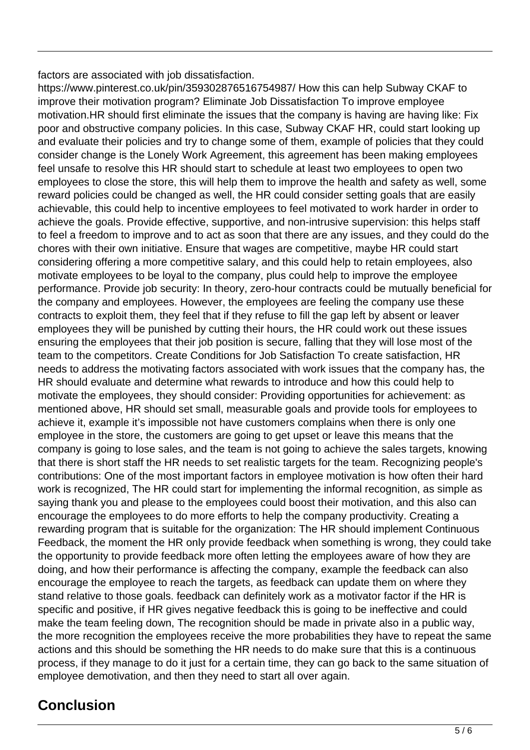factors are associated with job dissatisfaction.
https://www.pinterest.co.uk/pin/359302876516754987/ How this can help Subway CKAF to improve their motivation program? Eliminate Job Dissatisfaction To improve employee motivation.HR should first eliminate the issues that the company is having are having like: Fix poor and obstructive company policies. In this case, Subway CKAF HR, could start looking up and evaluate their policies and try to change some of them, example of policies that they could consider change is the Lonely Work Agreement, this agreement has been making employees feel unsafe to resolve this HR should start to schedule at least two employees to open two employees to close the store, this will help them to improve the health and safety as well, some reward policies could be changed as well, the HR could consider setting goals that are easily achievable, this could help to incentive employees to feel motivated to work harder in order to achieve the goals. Provide effective, supportive, and non-intrusive supervision: this helps staff to feel a freedom to improve and to act as soon that there are any issues, and they could do the chores with their own initiative. Ensure that wages are competitive, maybe HR could start considering offering a more competitive salary, and this could help to retain employees, also motivate employees to be loyal to the company, plus could help to improve the employee performance. Provide job security: In theory, zero-hour contracts could be mutually beneficial for the company and employees. However, the employees are feeling the company use these contracts to exploit them, they feel that if they refuse to fill the gap left by absent or leaver employees they will be punished by cutting their hours, the HR could work out these issues ensuring the employees that their job position is secure, falling that they will lose most of the team to the competitors. Create Conditions for Job Satisfaction To create satisfaction, HR needs to address the motivating factors associated with work issues that the company has, the HR should evaluate and determine what rewards to introduce and how this could help to motivate the employees, they should consider: Providing opportunities for achievement: as mentioned above, HR should set small, measurable goals and provide tools for employees to achieve it, example it's impossible not have customers complains when there is only one employee in the store, the customers are going to get upset or leave this means that the company is going to lose sales, and the team is not going to achieve the sales targets, knowing that there is short staff the HR needs to set realistic targets for the team. Recognizing people's contributions: One of the most important factors in employee motivation is how often their hard work is recognized, The HR could start for implementing the informal recognition, as simple as saying thank you and please to the employees could boost their motivation, and this also can encourage the employees to do more efforts to help the company productivity. Creating a rewarding program that is suitable for the organization: The HR should implement Continuous Feedback, the moment the HR only provide feedback when something is wrong, they could take the opportunity to provide feedback more often letting the employees aware of how they are doing, and how their performance is affecting the company, example the feedback can also encourage the employee to reach the targets, as feedback can update them on where they stand relative to those goals. feedback can definitely work as a motivator factor if the HR is specific and positive, if HR gives negative feedback this is going to be ineffective and could make the team feeling down, The recognition should be made in private also in a public way, the more recognition the employees receive the more probabilities they have to repeat the same actions and this should be something the HR needs to do make sure that this is a continuous process, if they manage to do it just for a certain time, they can go back to the same situation of employee demotivation, and then they need to start all over again.

## Conclusion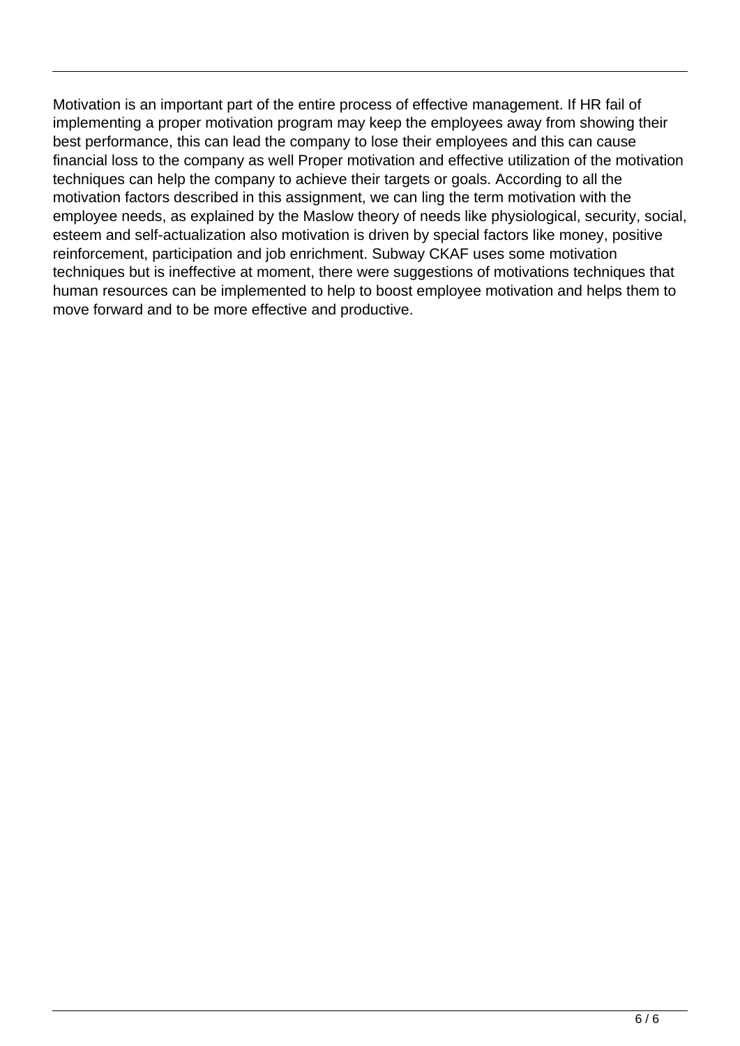Motivation is an important part of the entire process of effective management. If HR fail of implementing a proper motivation program may keep the employees away from showing their best performance, this can lead the company to lose their employees and this can cause financial loss to the company as well Proper motivation and effective utilization of the motivation techniques can help the company to achieve their targets or goals. According to all the motivation factors described in this assignment, we can ling the term motivation with the employee needs, as explained by the Maslow theory of needs like physiological, security, social, esteem and self-actualization also motivation is driven by special factors like money, positive reinforcement, participation and job enrichment. Subway CKAF uses some motivation techniques but is ineffective at moment, there were suggestions of motivations techniques that human resources can be implemented to help to boost employee motivation and helps them to move forward and to be more effective and productive.